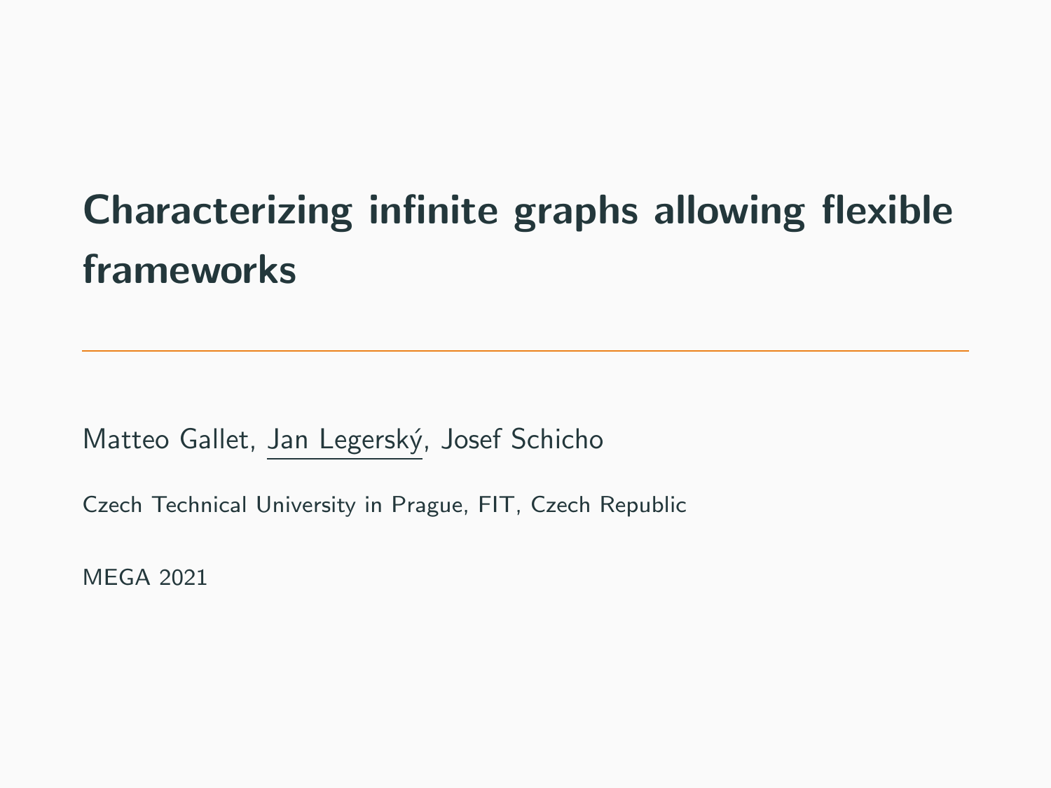# Characterizing infinite graphs allowing flexible frameworks

Matteo Gallet, Jan Legerský, Josef Schicho

Czech Technical University in Prague, FIT, Czech Republic

MEGA 2021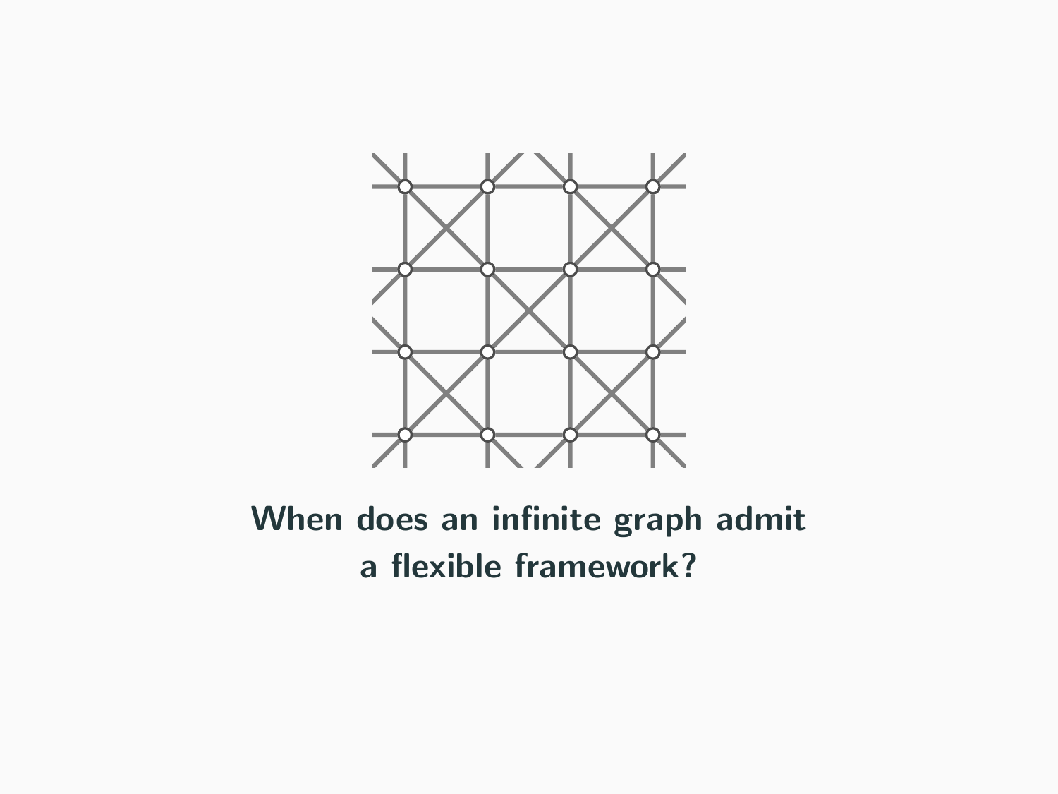**When does an infinite graph admit a flexible framework?**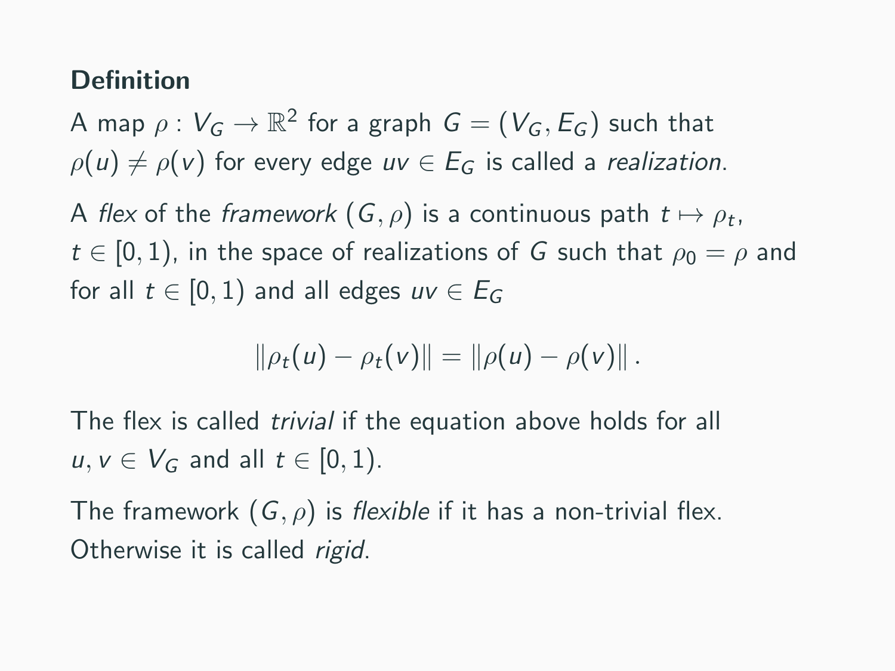**Definition**

A map $\rho : V_G \to \mathbb{R}^2$ for a graph $G = (V_G, E_G)$ such that $\rho(u) \neq \rho(v)$ for every edge $uv \in E_G$ is called a *realization*.

A *flex* of the *framework* $(G, \rho)$ is a continuous path $t \mapsto \rho_t$, $t \in [0, 1)$, in the space of realizations of $G$ such that $\rho_0 = \rho$ and for all $t \in [0, 1)$ and all edges $uv \in E_G$

$$\|\rho_t(u) - \rho_t(v)\| = \|\rho(u) - \rho(v)\| .$$

The flex is called *trivial* if the equation above holds for all $u, v \in V_G$ and all $t \in [0, 1)$.

The framework $(G, \rho)$ is *flexible* if it has a non-trivial flex. Otherwise it is called *rigid*.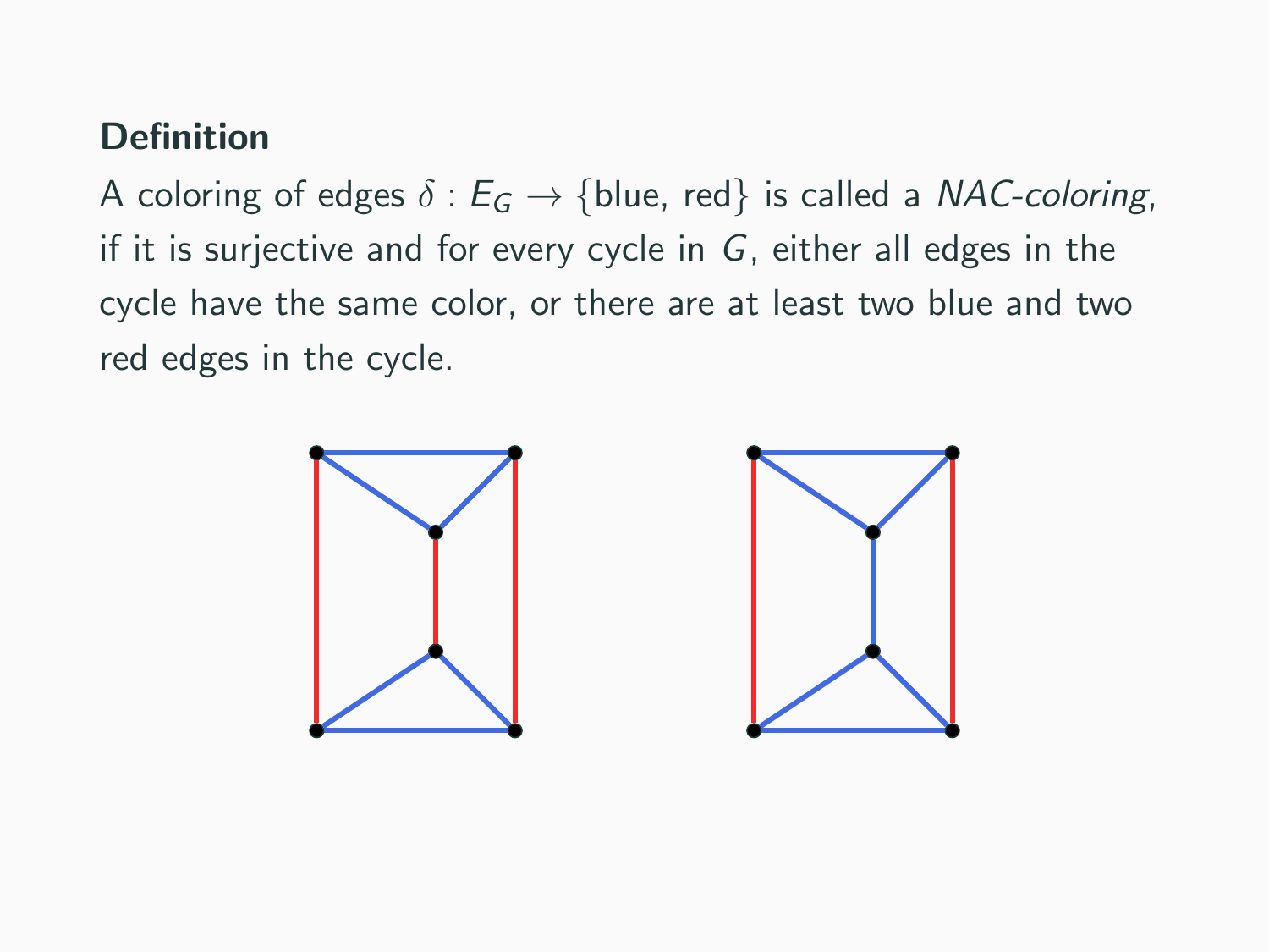**Definition**

A coloring of edges $\delta : E_G \to \{\text{blue, red}\}$ is called a *NAC-coloring*, if it is surjective and for every cycle in $G$, either all edges in the cycle have the same color, or there are at least two blue and two red edges in the cycle.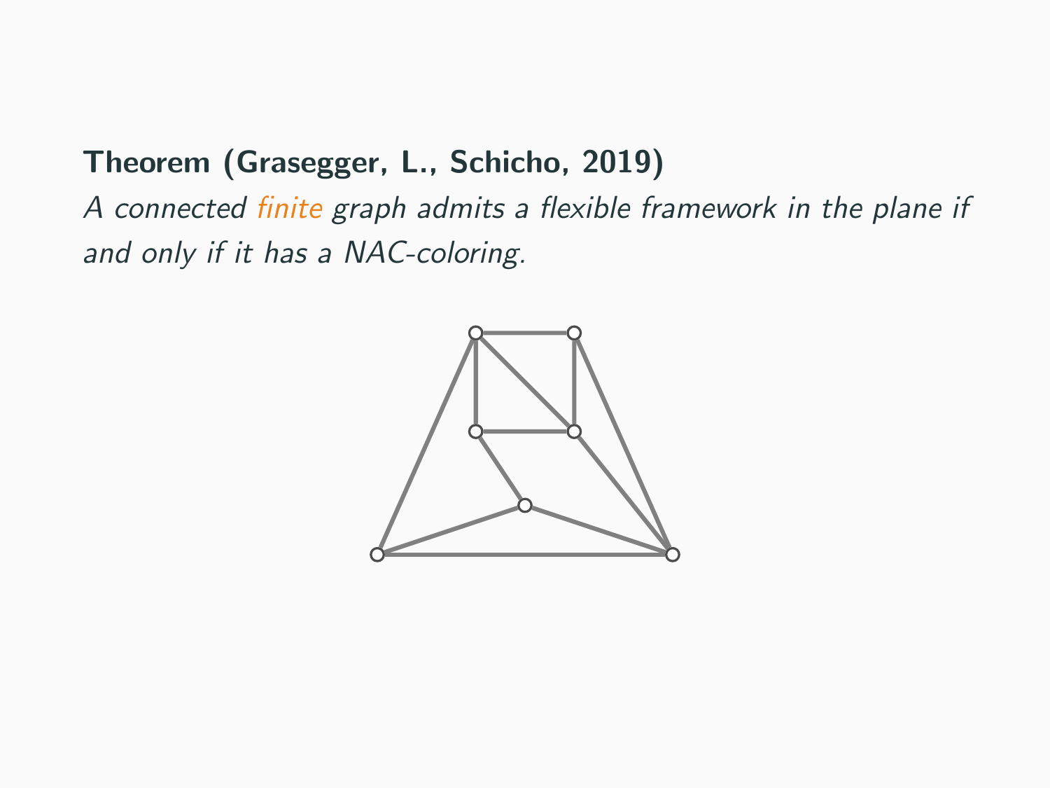**Theorem (Grasegger, L., Schicho, 2019)**

*A connected finite graph admits a flexible framework in the plane if and only if it has a NAC-coloring.*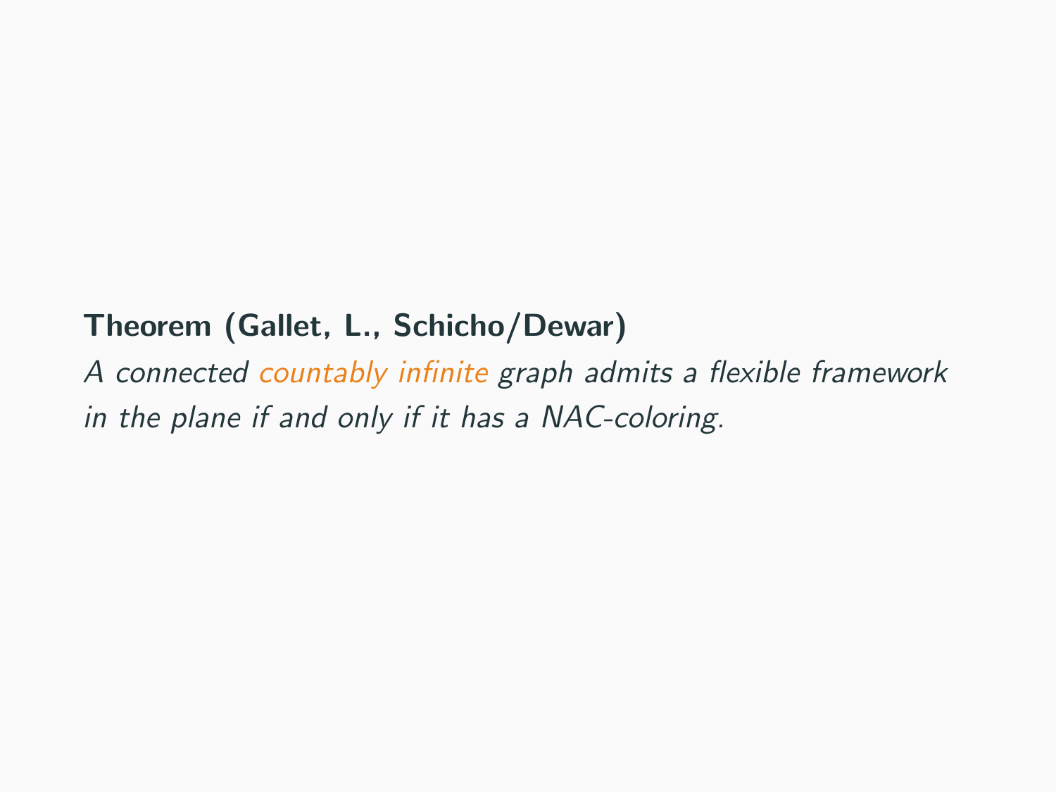**Theorem (Gallet, L., Schicho/Dewar)**

*A connected countably infinite graph admits a flexible framework in the plane if and only if it has a NAC-coloring.*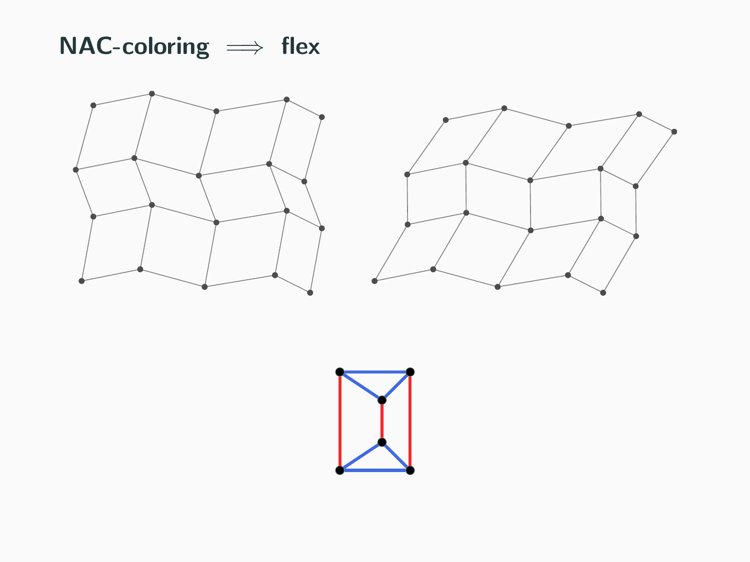# NAC-coloring $\Longrightarrow$ flex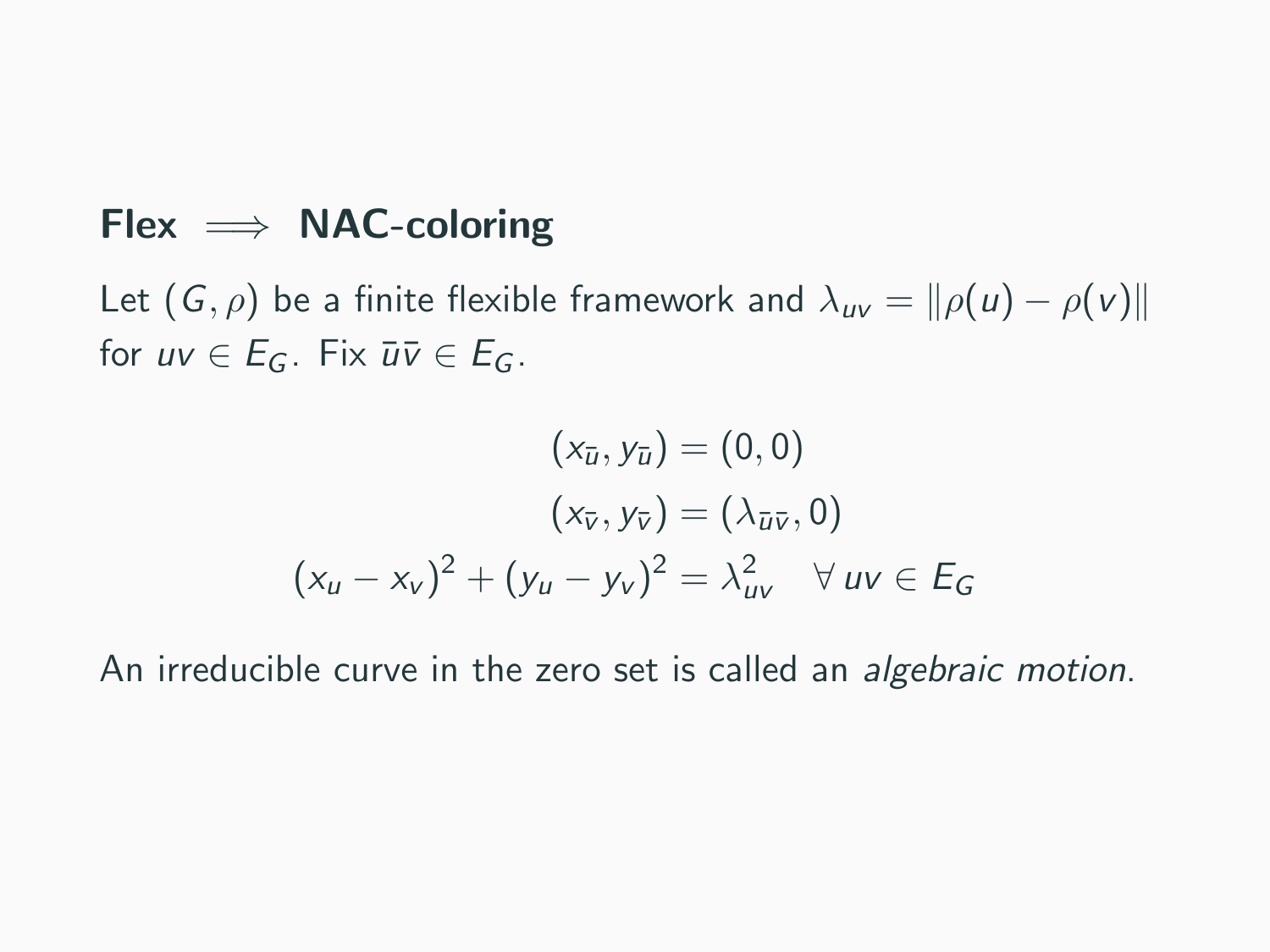## Flex $\implies$ NAC-coloring

Let $(G, \rho)$ be a finite flexible framework and $\lambda_{uv} = \|\rho(u) - \rho(v)\|$ for $uv \in E_G$. Fix $\bar{u}\bar{v} \in E_G$.

$$
\begin{aligned}
(x_{\bar{u}}, y_{\bar{u}}) &= (0, 0) \\
(x_{\bar{v}}, y_{\bar{v}}) &= (\lambda_{\bar{u}\bar{v}}, 0) \\
(x_u - x_v)^2 + (y_u - y_v)^2 &= \lambda_{uv}^2 \quad \forall\, uv \in E_G
\end{aligned}
$$

An irreducible curve in the zero set is called an *algebraic motion*.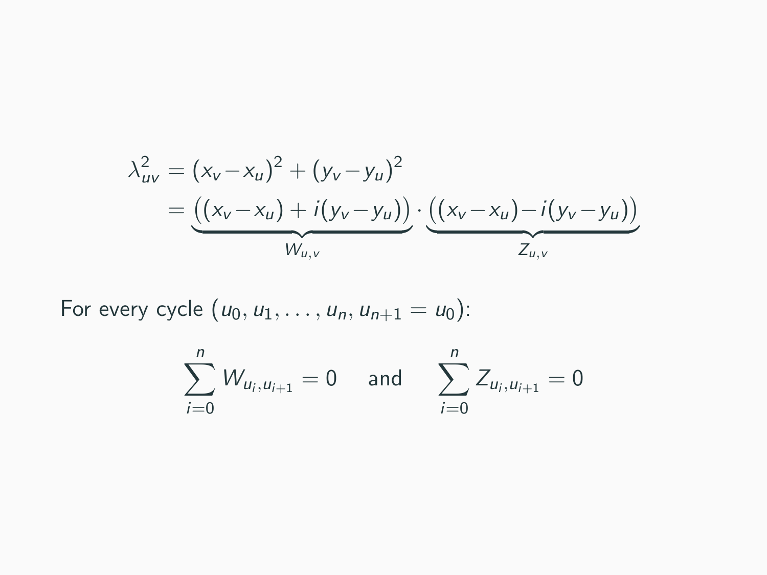$$
\begin{aligned}
\lambda_{uv}^2 &= (x_v - x_u)^2 + (y_v - y_u)^2 \\
&= \underbrace{\big((x_v - x_u) + i(y_v - y_u)\big)}_{W_{u,v}} \cdot \underbrace{\big((x_v - x_u) - i(y_v - y_u)\big)}_{Z_{u,v}}
\end{aligned}
$$

For every cycle $(u_0, u_1, \ldots, u_n, u_{n+1} = u_0)$:

$$
\sum_{i=0}^{n} W_{u_i, u_{i+1}} = 0 \quad \text{and} \quad \sum_{i=0}^{n} Z_{u_i, u_{i+1}} = 0
$$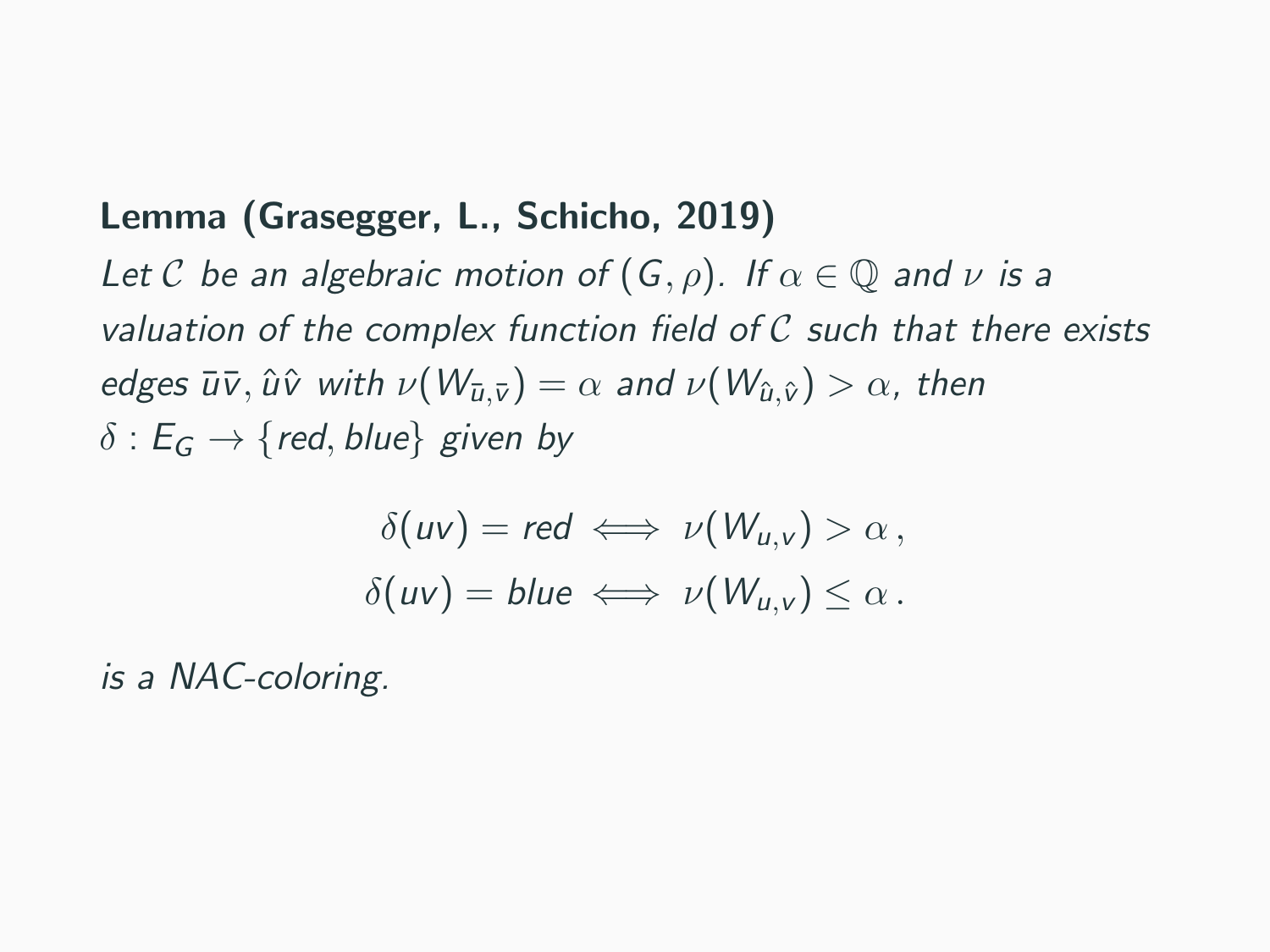**Lemma (Grasegger, L., Schicho, 2019)**

*Let $\mathcal{C}$ be an algebraic motion of $(G, \rho)$. If $\alpha \in \mathbb{Q}$ and $\nu$ is a valuation of the complex function field of $\mathcal{C}$ such that there exists edges $\bar{u}\bar{v}, \hat{u}\hat{v}$ with $\nu(W_{\bar{u},\bar{v}}) = \alpha$ and $\nu(W_{\hat{u},\hat{v}}) > \alpha$, then $\delta : E_G \to \{red, blue\}$ given by*

$$\delta(uv) = red \iff \nu(W_{u,v}) > \alpha \,,$$
$$\delta(uv) = blue \iff \nu(W_{u,v}) \leq \alpha \,.$$

*is a NAC-coloring.*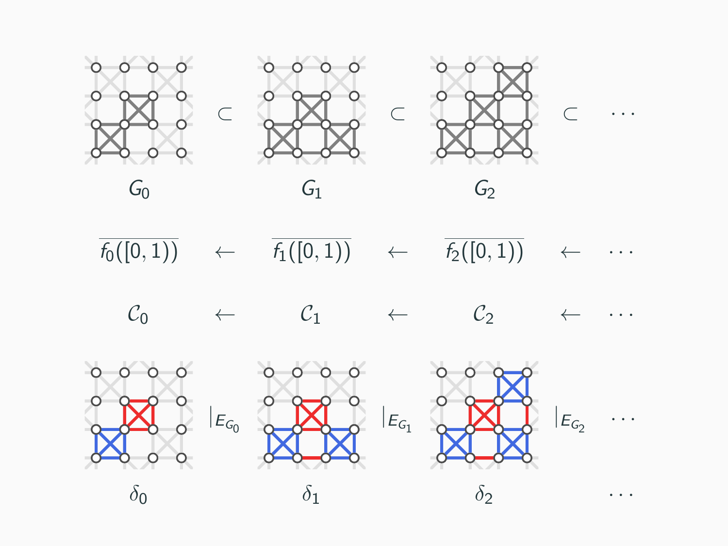$$G_0 \subset G_1 \subset G_2 \subset \cdots$$

$$\overline{f_0([0,1))} \leftarrow \overline{f_1([0,1))} \leftarrow \overline{f_2([0,1))} \leftarrow \cdots$$

$$\mathcal{C}_0 \leftarrow \mathcal{C}_1 \leftarrow \mathcal{C}_2 \leftarrow \cdots$$

$$\delta_0 \;\big|_{E_{G_0}} \quad \delta_1 \;\big|_{E_{G_1}} \quad \delta_2 \;\big|_{E_{G_2}} \quad \cdots$$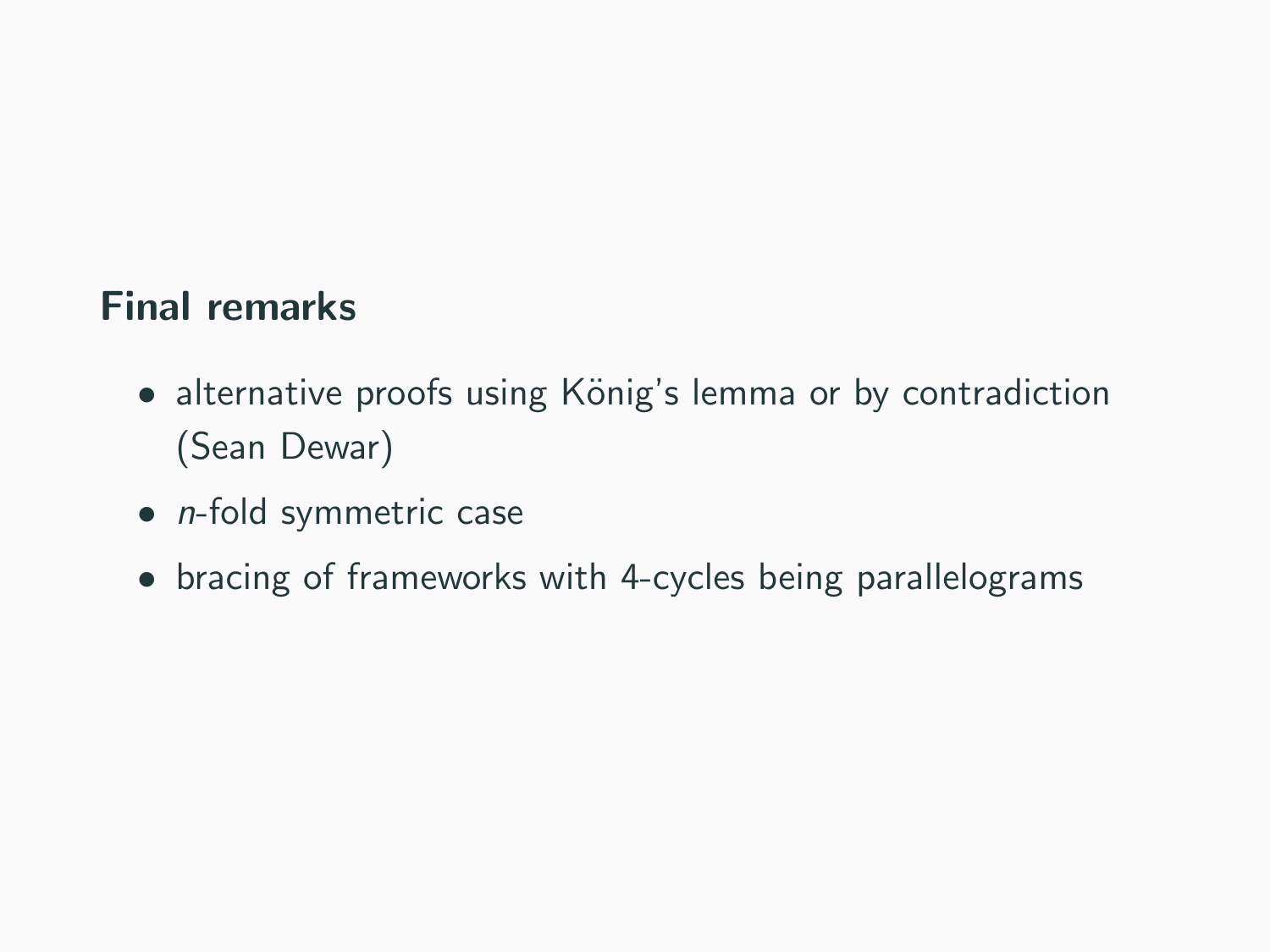## Final remarks

- alternative proofs using König's lemma or by contradiction (Sean Dewar)
- $n$-fold symmetric case
- bracing of frameworks with 4-cycles being parallelograms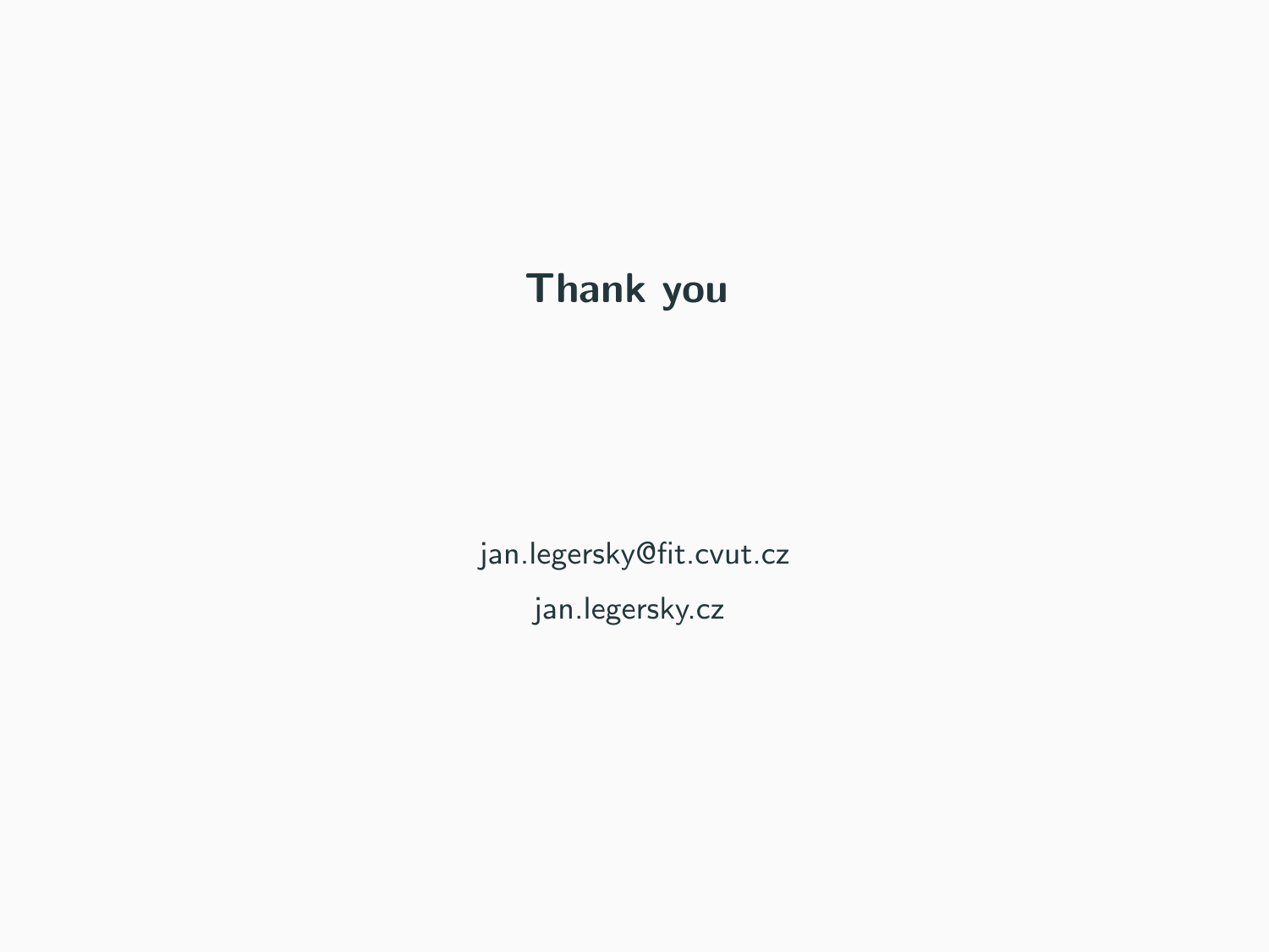# Thank you

jan.legersky@fit.cvut.cz

jan.legersky.cz